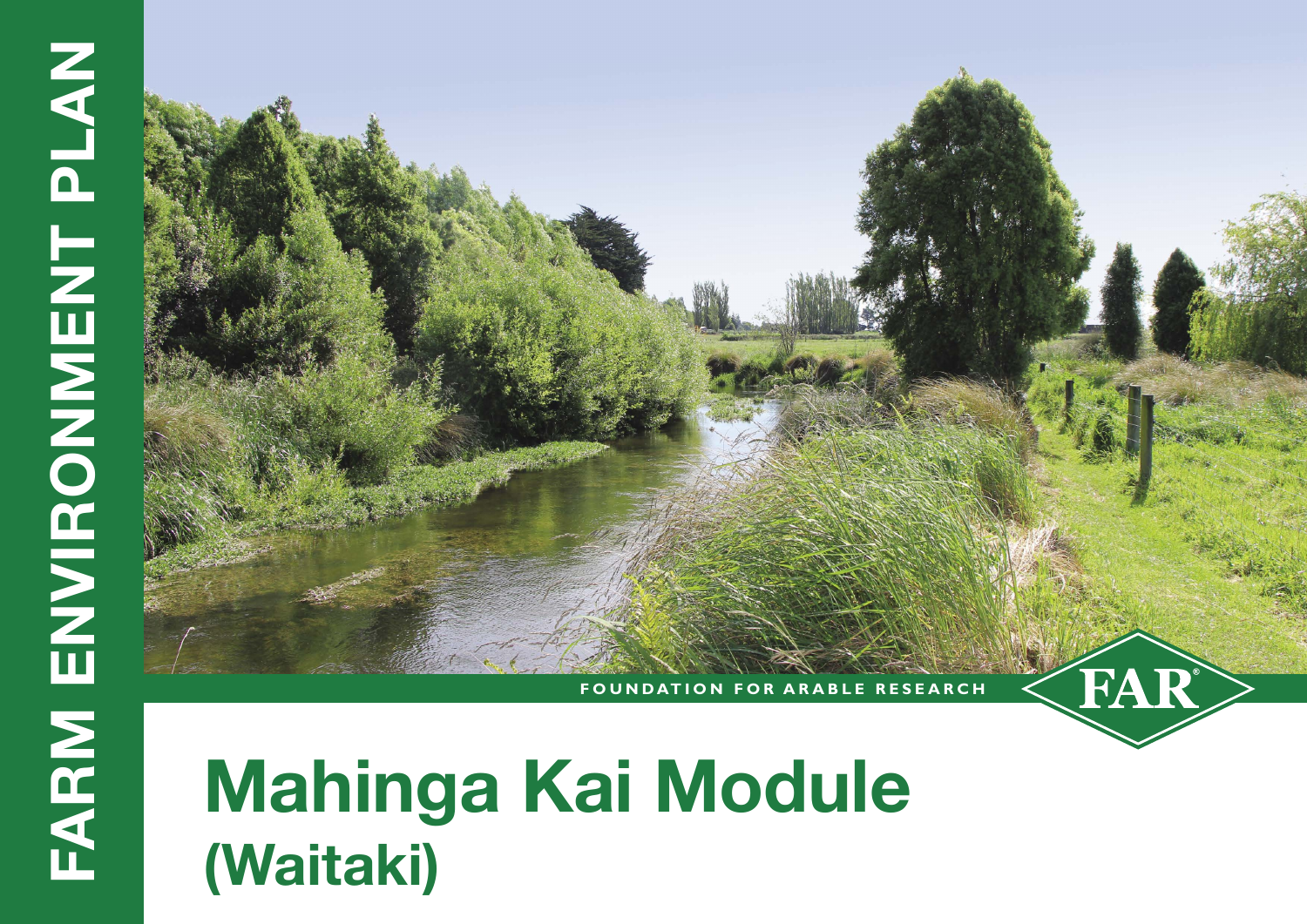FARM ENVIRONMENT PLAN

FOUNDATION FOR ARABLE RESEARCH

FAR®

# Mahinga Kai Module

## (Waitaki)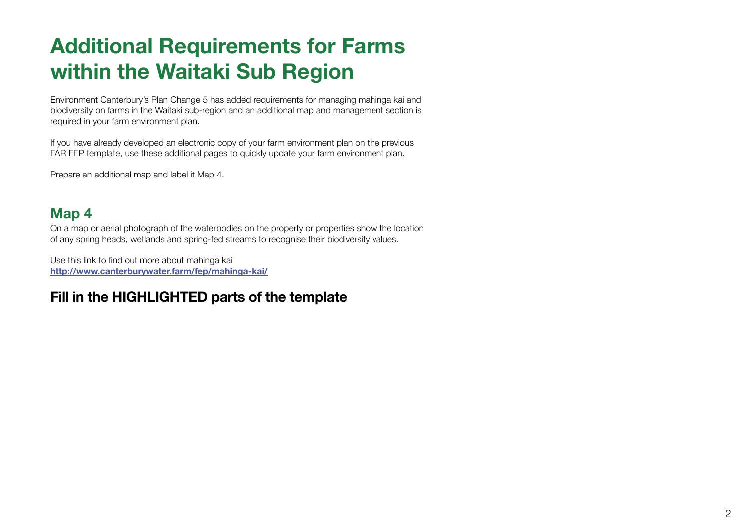# Additional Requirements for Farms within the Waitaki Sub Region

Environment Canterbury's Plan Change 5 has added requirements for managing mahinga kai and biodiversity on farms in the Waitaki sub-region and an additional map and management section is required in your farm environment plan.

If you have already developed an electronic copy of your farm environment plan on the previous FAR FEP template, use these additional pages to quickly update your farm environment plan.

Prepare an additional map and label it Map 4.

## Map 4

On a map or aerial photograph of the waterbodies on the property or properties show the location of any spring heads, wetlands and spring-fed streams to recognise their biodiversity values.

Use this link to find out more about mahinga kai
**http://www.canterburywater.farm/fep/mahinga-kai/**

## Fill in the HIGHLIGHTED parts of the template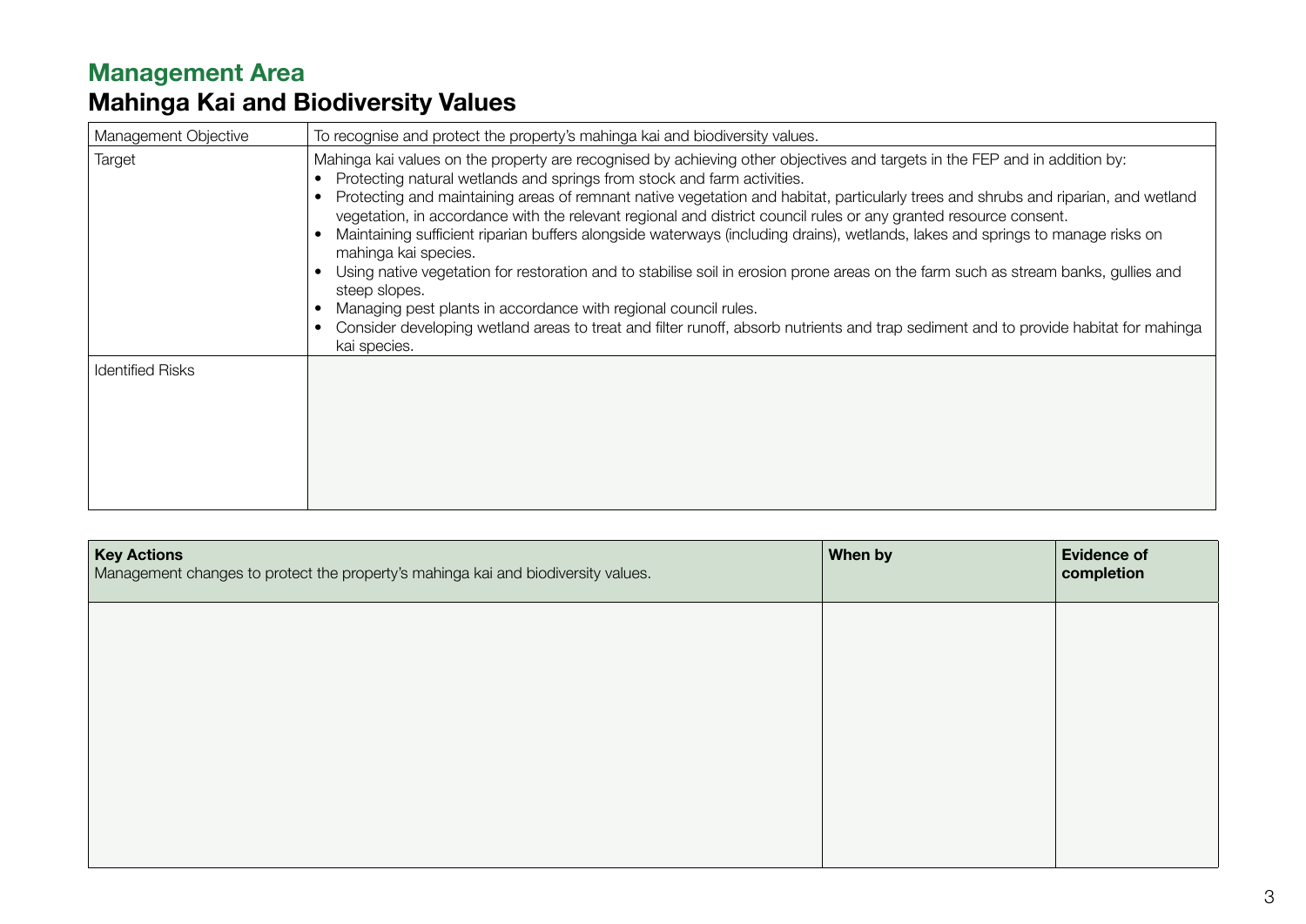## Management Area
# Mahinga Kai and Biodiversity Values

| | |
|---|---|
| Management Objective | To recognise and protect the property's mahinga kai and biodiversity values. |
| Target | Mahinga kai values on the property are recognised by achieving other objectives and targets in the FEP and in addition by:<br>• Protecting natural wetlands and springs from stock and farm activities.<br>• Protecting and maintaining areas of remnant native vegetation and habitat, particularly trees and shrubs and riparian, and wetland vegetation, in accordance with the relevant regional and district council rules or any granted resource consent.<br>• Maintaining sufficient riparian buffers alongside waterways (including drains), wetlands, lakes and springs to manage risks on mahinga kai species.<br>• Using native vegetation for restoration and to stabilise soil in erosion prone areas on the farm such as stream banks, gullies and steep slopes.<br>• Managing pest plants in accordance with regional council rules.<br>• Consider developing wetland areas to treat and filter runoff, absorb nutrients and trap sediment and to provide habitat for mahinga kai species. |
| Identified Risks | |

| **Key Actions**<br>Management changes to protect the property's mahinga kai and biodiversity values. | **When by** | **Evidence of completion** |
|---|---|---|
| | | |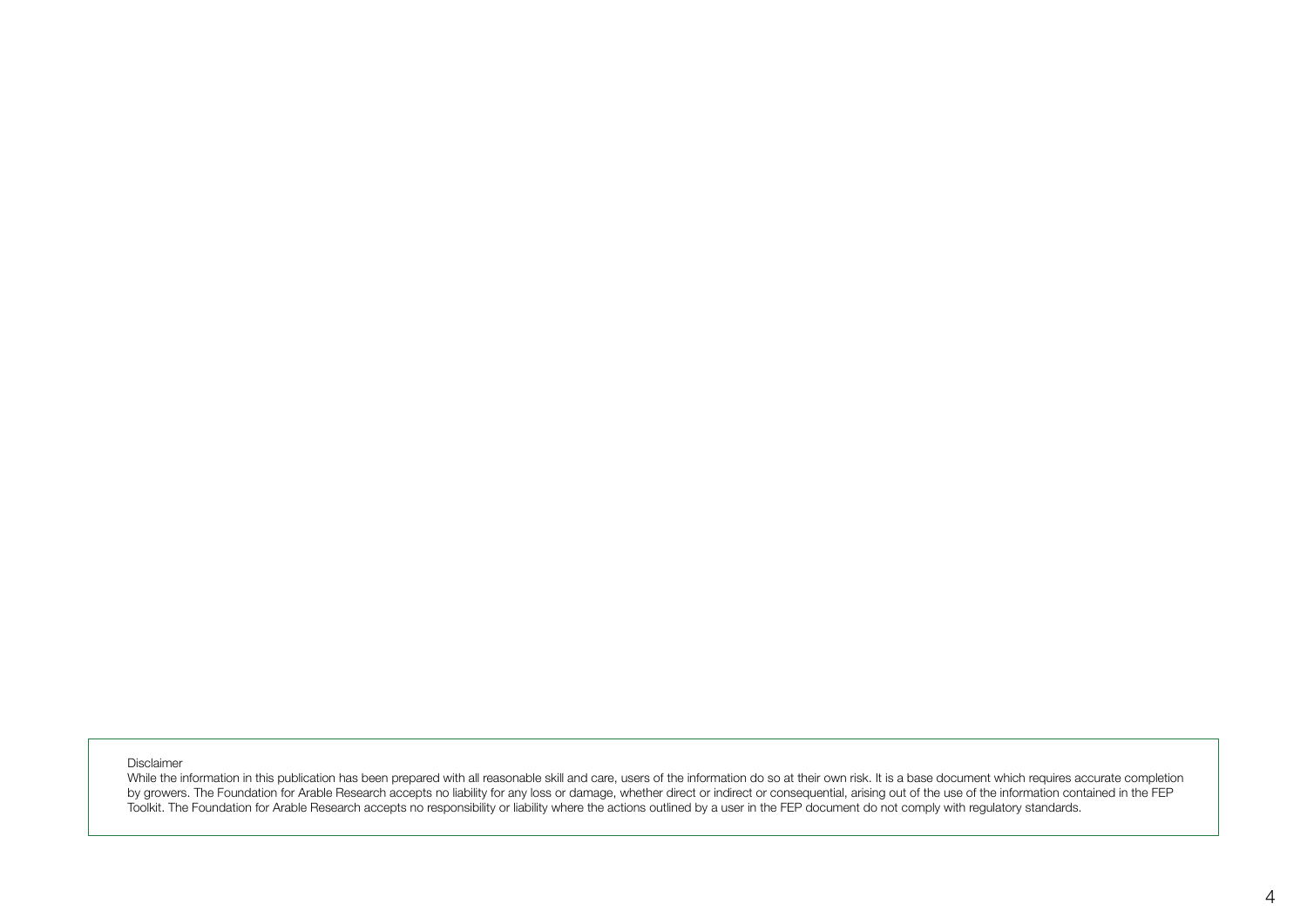Disclaimer

While the information in this publication has been prepared with all reasonable skill and care, users of the information do so at their own risk. It is a base document which requires accurate completion by growers. The Foundation for Arable Research accepts no liability for any loss or damage, whether direct or indirect or consequential, arising out of the use of the information contained in the FEP Toolkit. The Foundation for Arable Research accepts no responsibility or liability where the actions outlined by a user in the FEP document do not comply with regulatory standards.